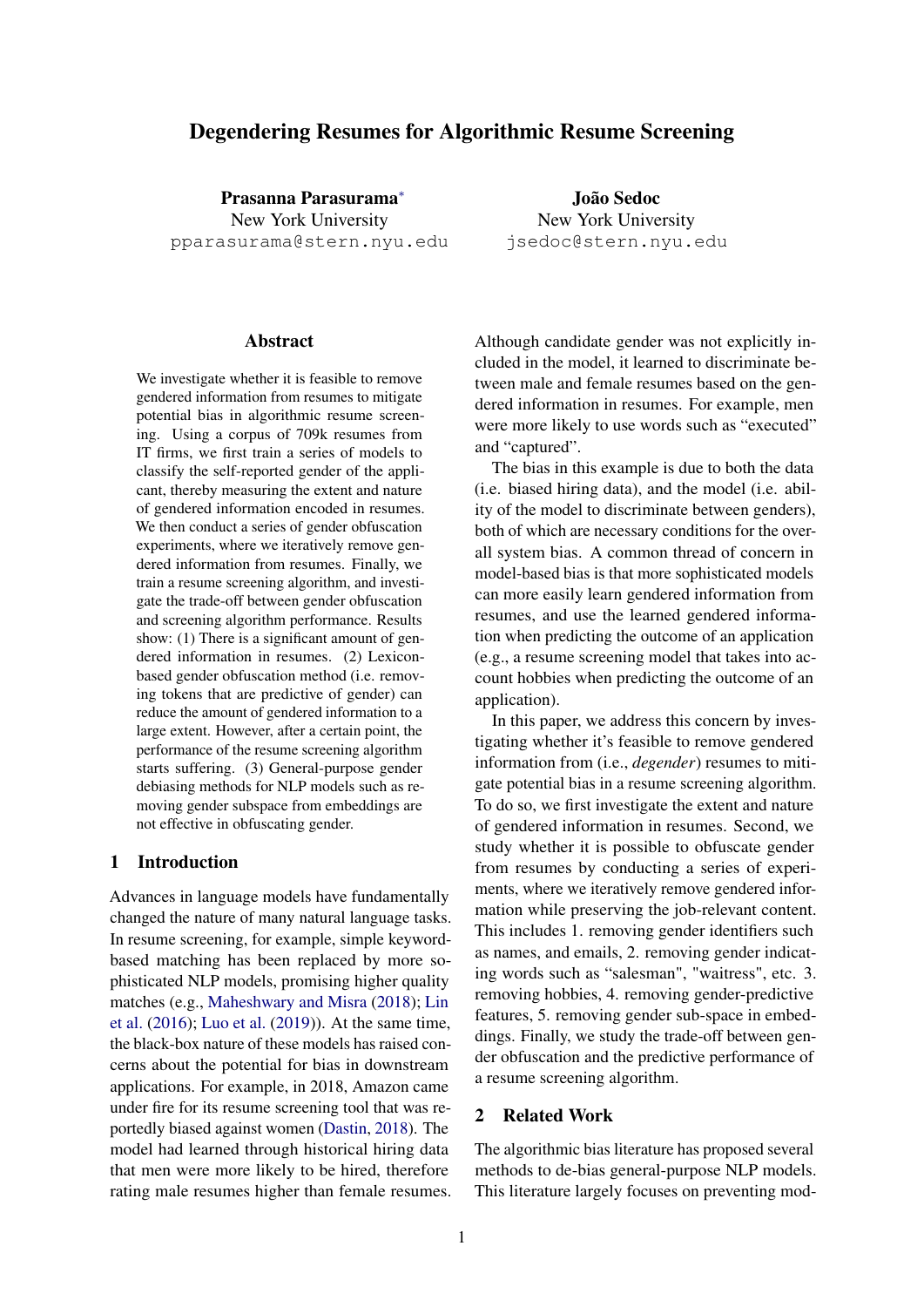# Degendering Resumes for Algorithmic Resume Screening

**Prasanna Parasurama***
New York University
pparasurama@stern.nyu.edu

**João Sedoc**
New York University
jsedoc@stern.nyu.edu

## Abstract

We investigate whether it is feasible to remove gendered information from resumes to mitigate potential bias in algorithmic resume screening. Using a corpus of 709k resumes from IT firms, we first train a series of models to classify the self-reported gender of the applicant, thereby measuring the extent and nature of gendered information encoded in resumes. We then conduct a series of gender obfuscation experiments, where we iteratively remove gendered information from resumes. Finally, we train a resume screening algorithm, and investigate the trade-off between gender obfuscation and screening algorithm performance. Results show: (1) There is a significant amount of gendered information in resumes. (2) Lexicon-based gender obfuscation method (i.e. removing tokens that are predictive of gender) can reduce the amount of gendered information to a large extent. However, after a certain point, the performance of the resume screening algorithm starts suffering. (3) General-purpose gender debiasing methods for NLP models such as removing gender subspace from embeddings are not effective in obfuscating gender.

## 1 Introduction

Advances in language models have fundamentally changed the nature of many natural language tasks. In resume screening, for example, simple keyword-based matching has been replaced by more sophisticated NLP models, promising higher quality matches (e.g., Maheshwary and Misra (2018); Lin et al. (2016); Luo et al. (2019)). At the same time, the black-box nature of these models has raised concerns about the potential for bias in downstream applications. For example, in 2018, Amazon came under fire for its resume screening tool that was reportedly biased against women (Dastin, 2018). The model had learned through historical hiring data that men were more likely to be hired, therefore rating male resumes higher than female resumes. Although candidate gender was not explicitly included in the model, it learned to discriminate between male and female resumes based on the gendered information in resumes. For example, men were more likely to use words such as "executed" and "captured".

The bias in this example is due to both the data (i.e. biased hiring data), and the model (i.e. ability of the model to discriminate between genders), both of which are necessary conditions for the overall system bias. A common thread of concern in model-based bias is that more sophisticated models can more easily learn gendered information from resumes, and use the learned gendered information when predicting the outcome of an application (e.g., a resume screening model that takes into account hobbies when predicting the outcome of an application).

In this paper, we address this concern by investigating whether it's feasible to remove gendered information from (i.e., *degender*) resumes to mitigate potential bias in a resume screening algorithm. To do so, we first investigate the extent and nature of gendered information in resumes. Second, we study whether it is possible to obfuscate gender from resumes by conducting a series of experiments, where we iteratively remove gendered information while preserving the job-relevant content. This includes 1. removing gender identifiers such as names, and emails, 2. removing gender indicating words such as "salesman", "waitress", etc. 3. removing hobbies, 4. removing gender-predictive features, 5. removing gender sub-space in embeddings. Finally, we study the trade-off between gender obfuscation and the predictive performance of a resume screening algorithm.

## 2 Related Work

The algorithmic bias literature has proposed several methods to de-bias general-purpose NLP models. This literature largely focuses on preventing mod-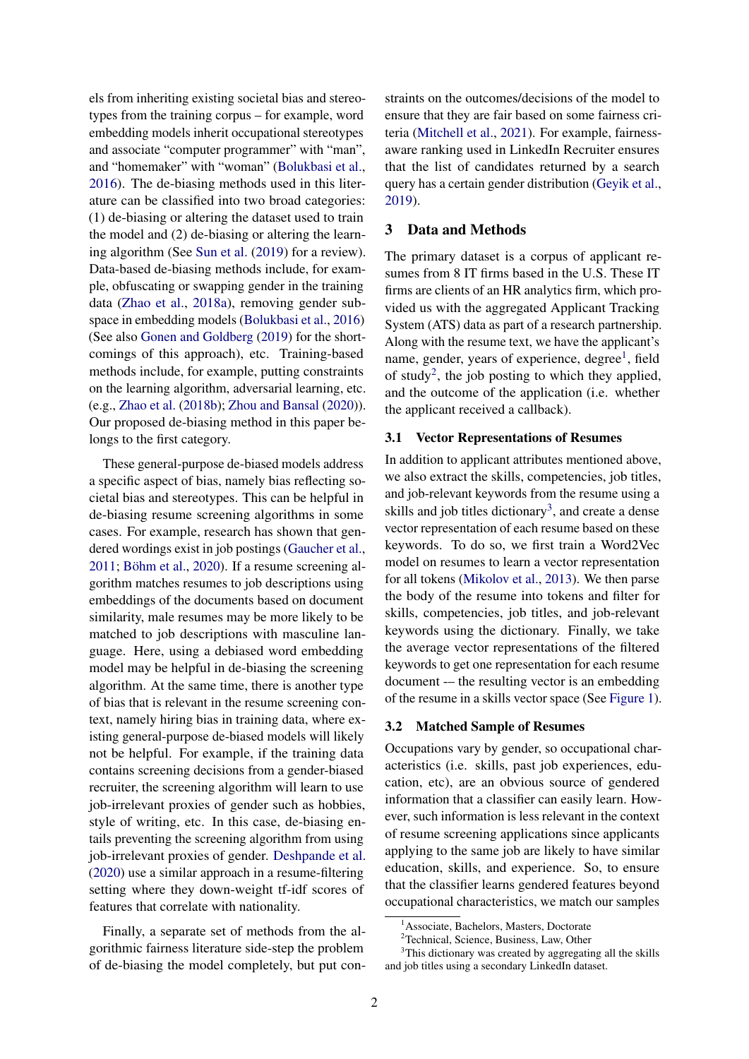els from inheriting existing societal bias and stereotypes from the training corpus – for example, word embedding models inherit occupational stereotypes and associate "computer programmer" with "man", and "homemaker" with "woman" (Bolukbasi et al., 2016). The de-biasing methods used in this literature can be classified into two broad categories: (1) de-biasing or altering the dataset used to train the model and (2) de-biasing or altering the learning algorithm (See Sun et al. (2019) for a review). Data-based de-biasing methods include, for example, obfuscating or swapping gender in the training data (Zhao et al., 2018a), removing gender subspace in embedding models (Bolukbasi et al., 2016) (See also Gonen and Goldberg (2019) for the shortcomings of this approach), etc. Training-based methods include, for example, putting constraints on the learning algorithm, adversarial learning, etc. (e.g., Zhao et al. (2018b); Zhou and Bansal (2020)). Our proposed de-biasing method in this paper belongs to the first category.

These general-purpose de-biased models address a specific aspect of bias, namely bias reflecting societal bias and stereotypes. This can be helpful in de-biasing resume screening algorithms in some cases. For example, research has shown that gendered wordings exist in job postings (Gaucher et al., 2011; Böhm et al., 2020). If a resume screening algorithm matches resumes to job descriptions using embeddings of the documents based on document similarity, male resumes may be more likely to be matched to job descriptions with masculine language. Here, using a debiased word embedding model may be helpful in de-biasing the screening algorithm. At the same time, there is another type of bias that is relevant in the resume screening context, namely hiring bias in training data, where existing general-purpose de-biased models will likely not be helpful. For example, if the training data contains screening decisions from a gender-biased recruiter, the screening algorithm will learn to use job-irrelevant proxies of gender such as hobbies, style of writing, etc. In this case, de-biasing entails preventing the screening algorithm from using job-irrelevant proxies of gender. Deshpande et al. (2020) use a similar approach in a resume-filtering setting where they down-weight tf-idf scores of features that correlate with nationality.

Finally, a separate set of methods from the algorithmic fairness literature side-step the problem of de-biasing the model completely, but put constraints on the outcomes/decisions of the model to ensure that they are fair based on some fairness criteria (Mitchell et al., 2021). For example, fairness-aware ranking used in LinkedIn Recruiter ensures that the list of candidates returned by a search query has a certain gender distribution (Geyik et al., 2019).

## 3 Data and Methods

The primary dataset is a corpus of applicant resumes from 8 IT firms based in the U.S. These IT firms are clients of an HR analytics firm, which provided us with the aggregated Applicant Tracking System (ATS) data as part of a research partnership. Along with the resume text, we have the applicant's name, gender, years of experience, degree[1], field of study[2], the job posting to which they applied, and the outcome of the application (i.e. whether the applicant received a callback).

### 3.1 Vector Representations of Resumes

In addition to applicant attributes mentioned above, we also extract the skills, competencies, job titles, and job-relevant keywords from the resume using a skills and job titles dictionary[3], and create a dense vector representation of each resume based on these keywords. To do so, we first train a Word2Vec model on resumes to learn a vector representation for all tokens (Mikolov et al., 2013). We then parse the body of the resume into tokens and filter for skills, competencies, job titles, and job-relevant keywords using the dictionary. Finally, we take the average vector representations of the filtered keywords to get one representation for each resume document -– the resulting vector is an embedding of the resume in a skills vector space (See Figure 1).

### 3.2 Matched Sample of Resumes

Occupations vary by gender, so occupational characteristics (i.e. skills, past job experiences, education, etc), are an obvious source of gendered information that a classifier can easily learn. However, such information is less relevant in the context of resume screening applications since applicants applying to the same job are likely to have similar education, skills, and experience. So, to ensure that the classifier learns gendered features beyond occupational characteristics, we match our samples

[1] Associate, Bachelors, Masters, Doctorate

[2] Technical, Science, Business, Law, Other

[3] This dictionary was created by aggregating all the skills and job titles using a secondary LinkedIn dataset.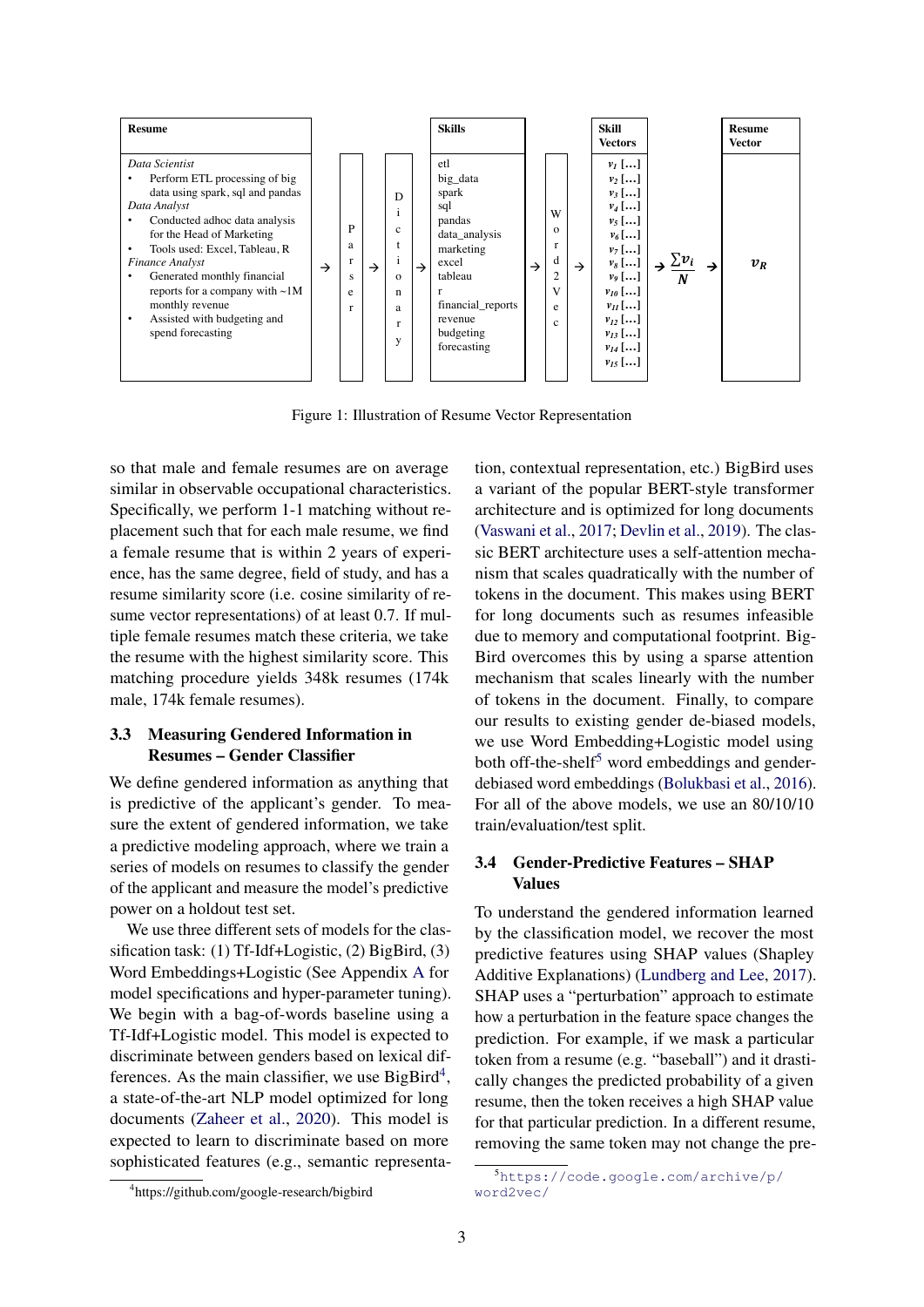| Resume | | Skills | | Skill Vectors | | Resume Vector |
|---|---|---|---|---|---|---|
| *Data Scientist* • Perform ETL processing of big data using spark, sql and pandas *Data Analyst* • Conducted adhoc data analysis for the Head of Marketing • Tools used: Excel, Tableau, R *Finance Analyst* • Generated monthly financial reports for a company with ~1M monthly revenue • Assisted with budgeting and spend forecasting | → Parser → Dictionary → | etl big_data spark sql pandas data_analysis marketing excel tableau r financial_reports revenue budgeting forecasting | → Word2Vec → | $v_1$ […] $v_2$ […] $v_3$ […] $v_4$ […] $v_5$ […] $v_6$ […] $v_7$ […] $v_8$ […] $v_9$ […] $v_{10}$ […] $v_{11}$ […] $v_{12}$ […] $v_{13}$ […] $v_{14}$ […] $v_{15}$ […] | → $\frac{\sum v_i}{N}$ → | $v_R$ |

Figure 1: Illustration of Resume Vector Representation

so that male and female resumes are on average similar in observable occupational characteristics. Specifically, we perform 1-1 matching without replacement such that for each male resume, we find a female resume that is within 2 years of experience, has the same degree, field of study, and has a resume similarity score (i.e. cosine similarity of resume vector representations) of at least 0.7. If multiple female resumes match these criteria, we take the resume with the highest similarity score. This matching procedure yields 348k resumes (174k male, 174k female resumes).

### 3.3 Measuring Gendered Information in Resumes – Gender Classifier

We define gendered information as anything that is predictive of the applicant's gender. To measure the extent of gendered information, we take a predictive modeling approach, where we train a series of models on resumes to classify the gender of the applicant and measure the model's predictive power on a holdout test set.

We use three different sets of models for the classification task: (1) Tf-Idf+Logistic, (2) BigBird, (3) Word Embeddings+Logistic (See Appendix A for model specifications and hyper-parameter tuning). We begin with a bag-of-words baseline using a Tf-Idf+Logistic model. This model is expected to discriminate between genders based on lexical differences. As the main classifier, we use BigBird[4], a state-of-the-art NLP model optimized for long documents (Zaheer et al., 2020). This model is expected to learn to discriminate based on more sophisticated features (e.g., semantic representation, contextual representation, etc.) BigBird uses a variant of the popular BERT-style transformer architecture and is optimized for long documents (Vaswani et al., 2017; Devlin et al., 2019). The classic BERT architecture uses a self-attention mechanism that scales quadratically with the number of tokens in the document. This makes using BERT for long documents such as resumes infeasible due to memory and computational footprint. BigBird overcomes this by using a sparse attention mechanism that scales linearly with the number of tokens in the document. Finally, to compare our results to existing gender de-biased models, we use Word Embedding+Logistic model using both off-the-shelf[5] word embeddings and gender-debiased word embeddings (Bolukbasi et al., 2016). For all of the above models, we use an 80/10/10 train/evaluation/test split.

### 3.4 Gender-Predictive Features – SHAP Values

To understand the gendered information learned by the classification model, we recover the most predictive features using SHAP values (Shapley Additive Explanations) (Lundberg and Lee, 2017). SHAP uses a "perturbation" approach to estimate how a perturbation in the feature space changes the prediction. For example, if we mask a particular token from a resume (e.g. "baseball") and it drastically changes the predicted probability of a given resume, then the token receives a high SHAP value for that particular prediction. In a different resume, removing the same token may not change the pre-

[4] https://github.com/google-research/bigbird

[5] https://code.google.com/archive/p/word2vec/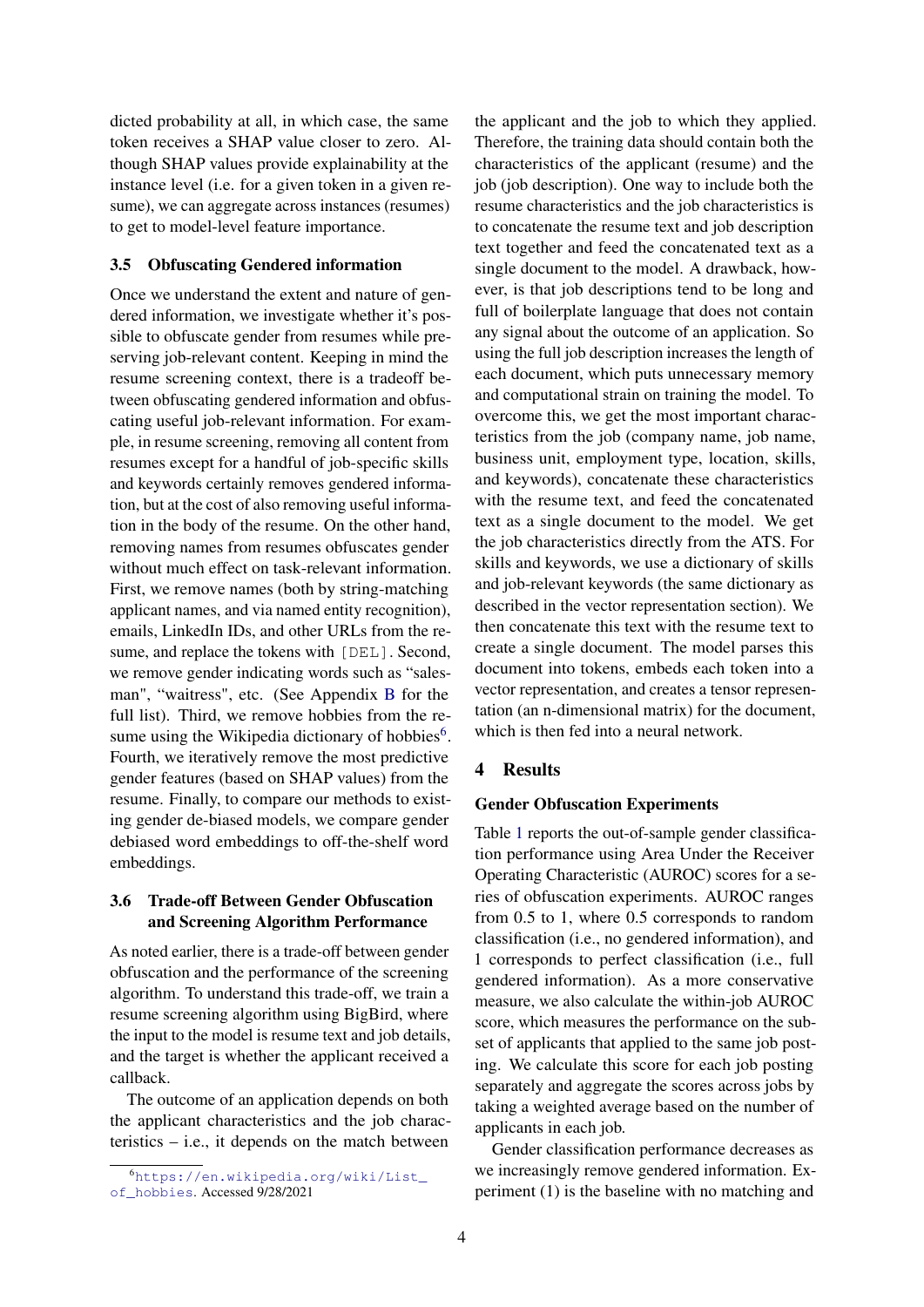dicted probability at all, in which case, the same token receives a SHAP value closer to zero. Although SHAP values provide explainability at the instance level (i.e. for a given token in a given resume), we can aggregate across instances (resumes) to get to model-level feature importance.

### 3.5 Obfuscating Gendered information

Once we understand the extent and nature of gendered information, we investigate whether it's possible to obfuscate gender from resumes while preserving job-relevant content. Keeping in mind the resume screening context, there is a tradeoff between obfuscating gendered information and obfuscating useful job-relevant information. For example, in resume screening, removing all content from resumes except for a handful of job-specific skills and keywords certainly removes gendered information, but at the cost of also removing useful information in the body of the resume. On the other hand, removing names from resumes obfuscates gender without much effect on task-relevant information. First, we remove names (both by string-matching applicant names, and via named entity recognition), emails, LinkedIn IDs, and other URLs from the resume, and replace the tokens with [DEL]. Second, we remove gender indicating words such as "salesman", "waitress", etc. (See Appendix B for the full list). Third, we remove hobbies from the resume using the Wikipedia dictionary of hobbies[6]. Fourth, we iteratively remove the most predictive gender features (based on SHAP values) from the resume. Finally, to compare our methods to existing gender de-biased models, we compare gender debiased word embeddings to off-the-shelf word embeddings.

### 3.6 Trade-off Between Gender Obfuscation and Screening Algorithm Performance

As noted earlier, there is a trade-off between gender obfuscation and the performance of the screening algorithm. To understand this trade-off, we train a resume screening algorithm using BigBird, where the input to the model is resume text and job details, and the target is whether the applicant received a callback.

The outcome of an application depends on both the applicant characteristics and the job characteristics – i.e., it depends on the match between the applicant and the job to which they applied. Therefore, the training data should contain both the characteristics of the applicant (resume) and the job (job description). One way to include both the resume characteristics and the job characteristics is to concatenate the resume text and job description text together and feed the concatenated text as a single document to the model. A drawback, however, is that job descriptions tend to be long and full of boilerplate language that does not contain any signal about the outcome of an application. So using the full job description increases the length of each document, which puts unnecessary memory and computational strain on training the model. To overcome this, we get the most important characteristics from the job (company name, job name, business unit, employment type, location, skills, and keywords), concatenate these characteristics with the resume text, and feed the concatenated text as a single document to the model. We get the job characteristics directly from the ATS. For skills and keywords, we use a dictionary of skills and job-relevant keywords (the same dictionary as described in the vector representation section). We then concatenate this text with the resume text to create a single document. The model parses this document into tokens, embeds each token into a vector representation, and creates a tensor representation (an n-dimensional matrix) for the document, which is then fed into a neural network.

## 4 Results

### Gender Obfuscation Experiments

Table 1 reports the out-of-sample gender classification performance using Area Under the Receiver Operating Characteristic (AUROC) scores for a series of obfuscation experiments. AUROC ranges from 0.5 to 1, where 0.5 corresponds to random classification (i.e., no gendered information), and 1 corresponds to perfect classification (i.e., full gendered information). As a more conservative measure, we also calculate the within-job AUROC score, which measures the performance on the subset of applicants that applied to the same job posting. We calculate this score for each job posting separately and aggregate the scores across jobs by taking a weighted average based on the number of applicants in each job.

Gender classification performance decreases as we increasingly remove gendered information. Experiment (1) is the baseline with no matching and

[6] https://en.wikipedia.org/wiki/List_of_hobbies. Accessed 9/28/2021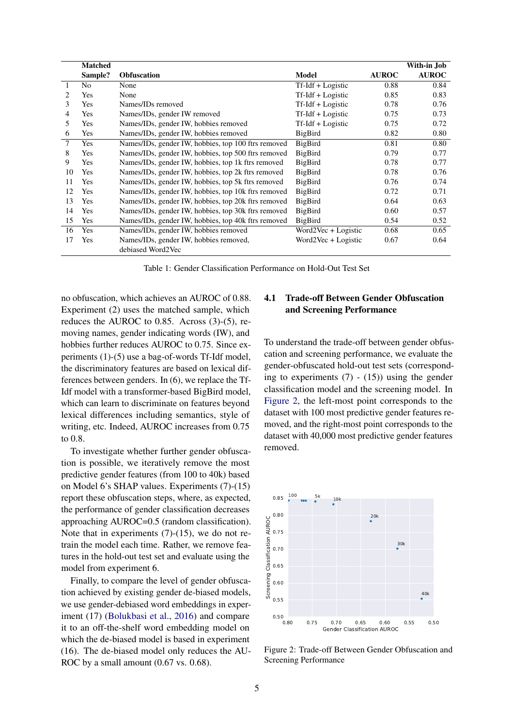| | Matched Sample? | Obfuscation | Model | AUROC | With-in Job AUROC |
|---|---|---|---|---|---|
| 1 | No | None | Tf-Idf + Logistic | 0.88 | 0.84 |
| 2 | Yes | None | Tf-Idf + Logistic | 0.85 | 0.83 |
| 3 | Yes | Names/IDs removed | Tf-Idf + Logistic | 0.78 | 0.76 |
| 4 | Yes | Names/IDs, gender IW removed | Tf-Idf + Logistic | 0.75 | 0.73 |
| 5 | Yes | Names/IDs, gender IW, hobbies removed | Tf-Idf + Logistic | 0.75 | 0.72 |
| 6 | Yes | Names/IDs, gender IW, hobbies removed | BigBird | 0.82 | 0.80 |
| 7 | Yes | Names/IDs, gender IW, hobbies, top 100 ftrs removed | BigBird | 0.81 | 0.80 |
| 8 | Yes | Names/IDs, gender IW, hobbies, top 500 ftrs removed | BigBird | 0.79 | 0.77 |
| 9 | Yes | Names/IDs, gender IW, hobbies, top 1k ftrs removed | BigBird | 0.78 | 0.77 |
| 10 | Yes | Names/IDs, gender IW, hobbies, top 2k ftrs removed | BigBird | 0.78 | 0.76 |
| 11 | Yes | Names/IDs, gender IW, hobbies, top 5k ftrs removed | BigBird | 0.76 | 0.74 |
| 12 | Yes | Names/IDs, gender IW, hobbies, top 10k ftrs removed | BigBird | 0.72 | 0.71 |
| 13 | Yes | Names/IDs, gender IW, hobbies, top 20k ftrs removed | BigBird | 0.64 | 0.63 |
| 14 | Yes | Names/IDs, gender IW, hobbies, top 30k ftrs removed | BigBird | 0.60 | 0.57 |
| 15 | Yes | Names/IDs, gender IW, hobbies, top 40k ftrs removed | BigBird | 0.54 | 0.52 |
| 16 | Yes | Names/IDs, gender IW, hobbies removed | Word2Vec + Logistic | 0.68 | 0.65 |
| 17 | Yes | Names/IDs, gender IW, hobbies removed, debiased Word2Vec | Word2Vec + Logistic | 0.67 | 0.64 |

Table 1: Gender Classification Performance on Hold-Out Test Set

no obfuscation, which achieves an AUROC of 0.88. Experiment (2) uses the matched sample, which reduces the AUROC to 0.85. Across (3)-(5), removing names, gender indicating words (IW), and hobbies further reduces AUROC to 0.75. Since experiments (1)-(5) use a bag-of-words Tf-Idf model, the discriminatory features are based on lexical differences between genders. In (6), we replace the Tf-Idf model with a transformer-based BigBird model, which can learn to discriminate on features beyond lexical differences including semantics, style of writing, etc. Indeed, AUROC increases from 0.75 to 0.8.

To investigate whether further gender obfuscation is possible, we iteratively remove the most predictive gender features (from 100 to 40k) based on Model 6's SHAP values. Experiments (7)-(15) report these obfuscation steps, where, as expected, the performance of gender classification decreases approaching AUROC=0.5 (random classification). Note that in experiments (7)-(15), we do not retrain the model each time. Rather, we remove features in the hold-out test set and evaluate using the model from experiment 6.

Finally, to compare the level of gender obfuscation achieved by existing gender de-biased models, we use gender-debiased word embeddings in experiment (17) (Bolukbasi et al., 2016) and compare it to an off-the-shelf word embedding model on which the de-biased model is based in experiment (16). The de-biased model only reduces the AUROC by a small amount (0.67 vs. 0.68).

### 4.1 Trade-off Between Gender Obfuscation and Screening Performance

To understand the trade-off between gender obfuscation and screening performance, we evaluate the gender-obfuscated hold-out test sets (corresponding to experiments (7) - (15)) using the gender classification model and the screening model. In Figure 2, the left-most point corresponds to the dataset with 100 most predictive gender features removed, and the right-most point corresponds to the dataset with 40,000 most predictive gender features removed.

Figure 2: Trade-off Between Gender Obfuscation and Screening Performance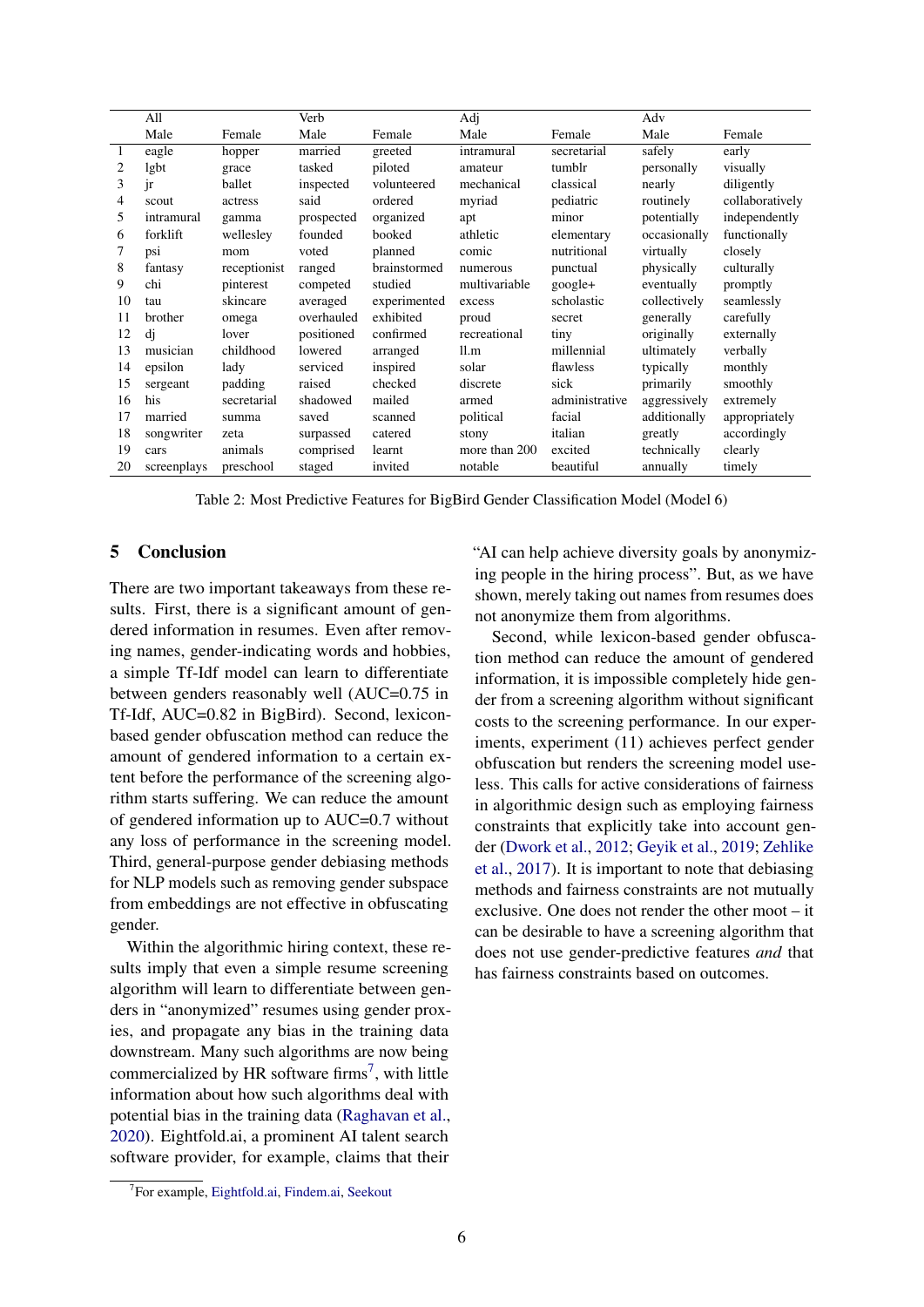|  | All |  | Verb |  | Adj |  | Adv |  |
|---|---|---|---|---|---|---|---|---|
|  | Male | Female | Male | Female | Male | Female | Male | Female |
| 1 | eagle | hopper | married | greeted | intramural | secretarial | safely | early |
| 2 | lgbt | grace | tasked | piloted | amateur | tumblr | personally | visually |
| 3 | jr | ballet | inspected | volunteered | mechanical | classical | nearly | diligently |
| 4 | scout | actress | said | ordered | myriad | pediatric | routinely | collaboratively |
| 5 | intramural | gamma | prospected | organized | apt | minor | potentially | independently |
| 6 | forklift | wellesley | founded | booked | athletic | elementary | occasionally | functionally |
| 7 | psi | mom | voted | planned | comic | nutritional | virtually | closely |
| 8 | fantasy | receptionist | ranged | brainstormed | numerous | punctual | physically | culturally |
| 9 | chi | pinterest | competed | studied | multivariable | google+ | eventually | promptly |
| 10 | tau | skincare | averaged | experimented | excess | scholastic | collectively | seamlessly |
| 11 | brother | omega | overhauled | exhibited | proud | secret | generally | carefully |
| 12 | dj | lover | positioned | confirmed | recreational | tiny | originally | externally |
| 13 | musician | childhood | lowered | arranged | ll.m | millennial | ultimately | verbally |
| 14 | epsilon | lady | serviced | inspired | solar | flawless | typically | monthly |
| 15 | sergeant | padding | raised | checked | discrete | sick | primarily | smoothly |
| 16 | his | secretarial | shadowed | mailed | armed | administrative | aggressively | extremely |
| 17 | married | summa | saved | scanned | political | facial | additionally | appropriately |
| 18 | songwriter | zeta | surpassed | catered | stony | italian | greatly | accordingly |
| 19 | cars | animals | comprised | learnt | more than 200 | excited | technically | clearly |
| 20 | screenplays | preschool | staged | invited | notable | beautiful | annually | timely |

Table 2: Most Predictive Features for BigBird Gender Classification Model (Model 6)

## 5 Conclusion

There are two important takeaways from these results. First, there is a significant amount of gendered information in resumes. Even after removing names, gender-indicating words and hobbies, a simple Tf-Idf model can learn to differentiate between genders reasonably well (AUC=0.75 in Tf-Idf, AUC=0.82 in BigBird). Second, lexicon-based gender obfuscation method can reduce the amount of gendered information to a certain extent before the performance of the screening algorithm starts suffering. We can reduce the amount of gendered information up to AUC=0.7 without any loss of performance in the screening model. Third, general-purpose gender debiasing methods for NLP models such as removing gender subspace from embeddings are not effective in obfuscating gender.

Within the algorithmic hiring context, these results imply that even a simple resume screening algorithm will learn to differentiate between genders in "anonymized" resumes using gender proxies, and propagate any bias in the training data downstream. Many such algorithms are now being commercialized by HR software firms[7], with little information about how such algorithms deal with potential bias in the training data (Raghavan et al., 2020). Eightfold.ai, a prominent AI talent search software provider, for example, claims that their "AI can help achieve diversity goals by anonymizing people in the hiring process". But, as we have shown, merely taking out names from resumes does not anonymize them from algorithms.

Second, while lexicon-based gender obfuscation method can reduce the amount of gendered information, it is impossible completely hide gender from a screening algorithm without significant costs to the screening performance. In our experiments, experiment (11) achieves perfect gender obfuscation but renders the screening model useless. This calls for active considerations of fairness in algorithmic design such as employing fairness constraints that explicitly take into account gender (Dwork et al., 2012; Geyik et al., 2019; Zehlike et al., 2017). It is important to note that debiasing methods and fairness constraints are not mutually exclusive. One does not render the other moot – it can be desirable to have a screening algorithm that does not use gender-predictive features *and* that has fairness constraints based on outcomes.

[7]For example, Eightfold.ai, Findem.ai, Seekout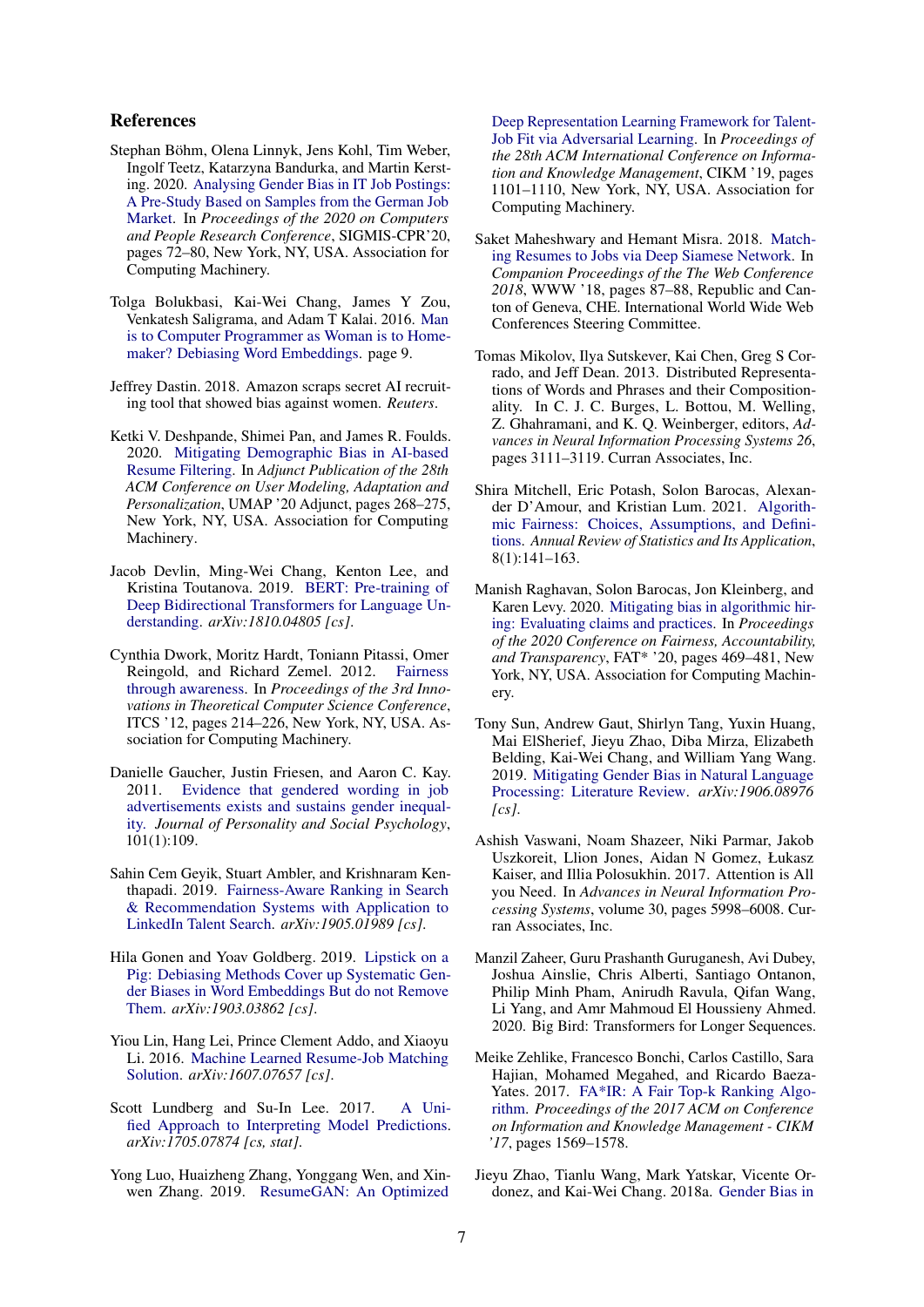## References

Stephan Böhm, Olena Linnyk, Jens Kohl, Tim Weber, Ingolf Teetz, Katarzyna Bandurka, and Martin Kersting. 2020. Analysing Gender Bias in IT Job Postings: A Pre-Study Based on Samples from the German Job Market. In *Proceedings of the 2020 on Computers and People Research Conference*, SIGMIS-CPR'20, pages 72–80, New York, NY, USA. Association for Computing Machinery.

Tolga Bolukbasi, Kai-Wei Chang, James Y Zou, Venkatesh Saligrama, and Adam T Kalai. 2016. Man is to Computer Programmer as Woman is to Homemaker? Debiasing Word Embeddings. page 9.

Jeffrey Dastin. 2018. Amazon scraps secret AI recruiting tool that showed bias against women. *Reuters*.

Ketki V. Deshpande, Shimei Pan, and James R. Foulds. 2020. Mitigating Demographic Bias in AI-based Resume Filtering. In *Adjunct Publication of the 28th ACM Conference on User Modeling, Adaptation and Personalization*, UMAP '20 Adjunct, pages 268–275, New York, NY, USA. Association for Computing Machinery.

Jacob Devlin, Ming-Wei Chang, Kenton Lee, and Kristina Toutanova. 2019. BERT: Pre-training of Deep Bidirectional Transformers for Language Understanding. *arXiv:1810.04805 [cs]*.

Cynthia Dwork, Moritz Hardt, Toniann Pitassi, Omer Reingold, and Richard Zemel. 2012. Fairness through awareness. In *Proceedings of the 3rd Innovations in Theoretical Computer Science Conference*, ITCS '12, pages 214–226, New York, NY, USA. Association for Computing Machinery.

Danielle Gaucher, Justin Friesen, and Aaron C. Kay. 2011. Evidence that gendered wording in job advertisements exists and sustains gender inequality. *Journal of Personality and Social Psychology*, 101(1):109.

Sahin Cem Geyik, Stuart Ambler, and Krishnaram Kenthapadi. 2019. Fairness-Aware Ranking in Search & Recommendation Systems with Application to LinkedIn Talent Search. *arXiv:1905.01989 [cs]*.

Hila Gonen and Yoav Goldberg. 2019. Lipstick on a Pig: Debiasing Methods Cover up Systematic Gender Biases in Word Embeddings But do not Remove Them. *arXiv:1903.03862 [cs]*.

Yiou Lin, Hang Lei, Prince Clement Addo, and Xiaoyu Li. 2016. Machine Learned Resume-Job Matching Solution. *arXiv:1607.07657 [cs]*.

Scott Lundberg and Su-In Lee. 2017. A Unified Approach to Interpreting Model Predictions. *arXiv:1705.07874 [cs, stat]*.

Yong Luo, Huaizheng Zhang, Yonggang Wen, and Xinwen Zhang. 2019. ResumeGAN: An Optimized Deep Representation Learning Framework for Talent-Job Fit via Adversarial Learning. In *Proceedings of the 28th ACM International Conference on Information and Knowledge Management*, CIKM '19, pages 1101–1110, New York, NY, USA. Association for Computing Machinery.

Saket Maheshwary and Hemant Misra. 2018. Matching Resumes to Jobs via Deep Siamese Network. In *Companion Proceedings of the The Web Conference 2018*, WWW '18, pages 87–88, Republic and Canton of Geneva, CHE. International World Wide Web Conferences Steering Committee.

Tomas Mikolov, Ilya Sutskever, Kai Chen, Greg S Corrado, and Jeff Dean. 2013. Distributed Representations of Words and Phrases and their Compositionality. In C. J. C. Burges, L. Bottou, M. Welling, Z. Ghahramani, and K. Q. Weinberger, editors, *Advances in Neural Information Processing Systems 26*, pages 3111–3119. Curran Associates, Inc.

Shira Mitchell, Eric Potash, Solon Barocas, Alexander D'Amour, and Kristian Lum. 2021. Algorithmic Fairness: Choices, Assumptions, and Definitions. *Annual Review of Statistics and Its Application*, 8(1):141–163.

Manish Raghavan, Solon Barocas, Jon Kleinberg, and Karen Levy. 2020. Mitigating bias in algorithmic hiring: Evaluating claims and practices. In *Proceedings of the 2020 Conference on Fairness, Accountability, and Transparency*, FAT* '20, pages 469–481, New York, NY, USA. Association for Computing Machinery.

Tony Sun, Andrew Gaut, Shirlyn Tang, Yuxin Huang, Mai ElSherief, Jieyu Zhao, Diba Mirza, Elizabeth Belding, Kai-Wei Chang, and William Yang Wang. 2019. Mitigating Gender Bias in Natural Language Processing: Literature Review. *arXiv:1906.08976 [cs]*.

Ashish Vaswani, Noam Shazeer, Niki Parmar, Jakob Uszkoreit, Llion Jones, Aidan N Gomez, Łukasz Kaiser, and Illia Polosukhin. 2017. Attention is All you Need. In *Advances in Neural Information Processing Systems*, volume 30, pages 5998–6008. Curran Associates, Inc.

Manzil Zaheer, Guru Prashanth Guruganesh, Avi Dubey, Joshua Ainslie, Chris Alberti, Santiago Ontanon, Philip Minh Pham, Anirudh Ravula, Qifan Wang, Li Yang, and Amr Mahmoud El Houssieny Ahmed. 2020. Big Bird: Transformers for Longer Sequences.

Meike Zehlike, Francesco Bonchi, Carlos Castillo, Sara Hajian, Mohamed Megahed, and Ricardo Baeza-Yates. 2017. FA*IR: A Fair Top-k Ranking Algorithm. *Proceedings of the 2017 ACM on Conference on Information and Knowledge Management - CIKM '17*, pages 1569–1578.

Jieyu Zhao, Tianlu Wang, Mark Yatskar, Vicente Ordonez, and Kai-Wei Chang. 2018a. Gender Bias in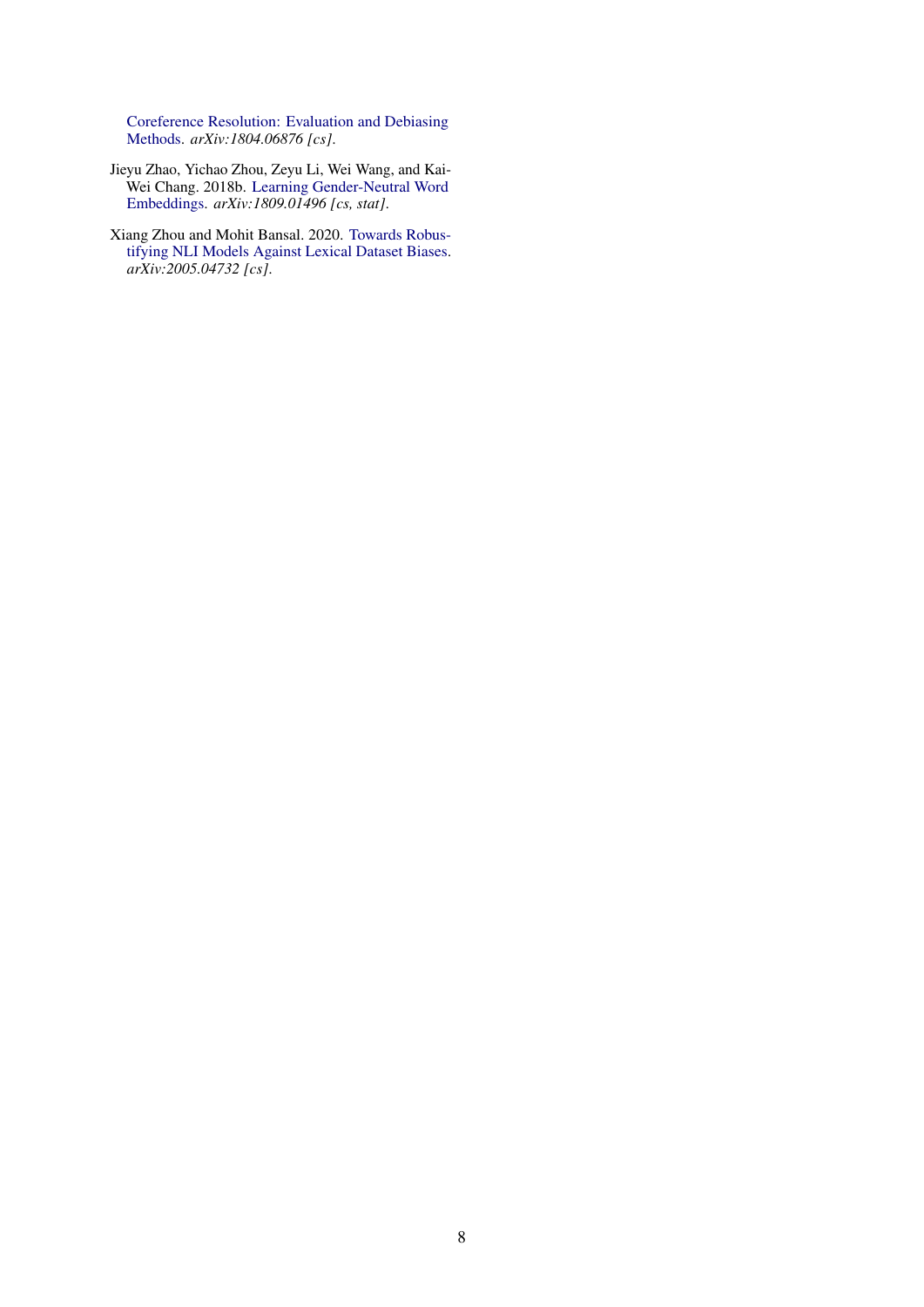Coreference Resolution: Evaluation and Debiasing Methods. *arXiv:1804.06876 [cs]*.

Jieyu Zhao, Yichao Zhou, Zeyu Li, Wei Wang, and Kai-Wei Chang. 2018b. Learning Gender-Neutral Word Embeddings. *arXiv:1809.01496 [cs, stat]*.

Xiang Zhou and Mohit Bansal. 2020. Towards Robustifying NLI Models Against Lexical Dataset Biases. *arXiv:2005.04732 [cs]*.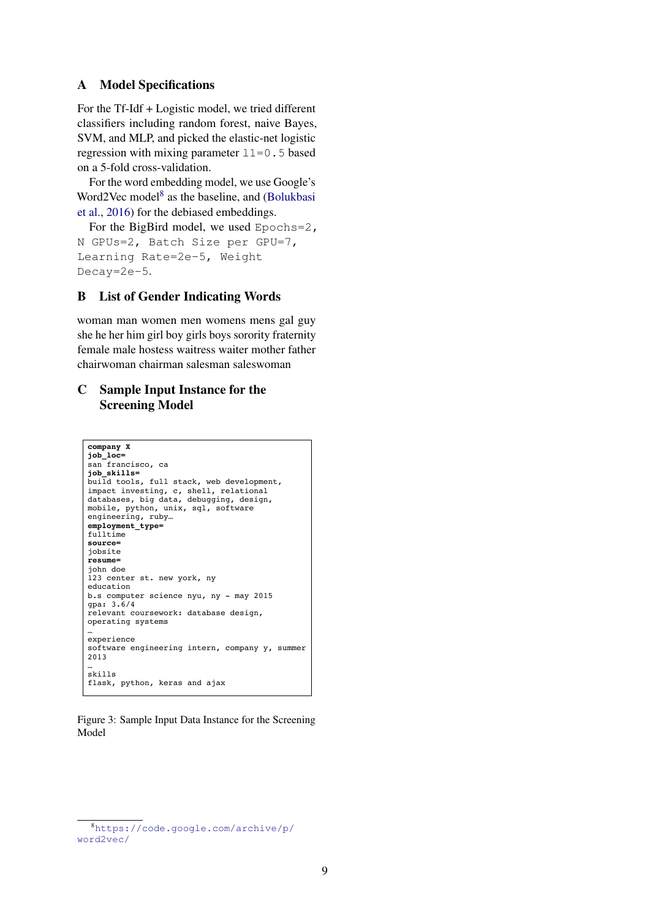## A Model Specifications

For the Tf-Idf + Logistic model, we tried different classifiers including random forest, naive Bayes, SVM, and MLP, and picked the elastic-net logistic regression with mixing parameter `l1=0.5` based on a 5-fold cross-validation.

For the word embedding model, we use Google's Word2Vec model[8] as the baseline, and (Bolukbasi et al., 2016) for the debiased embeddings.

For the BigBird model, we used `Epochs=2, N GPUs=2, Batch Size per GPU=7, Learning Rate=2e-5, Weight Decay=2e-5`.

## B List of Gender Indicating Words

woman man women men womens mens gal guy she he her him girl boy girls boys sorority fraternity female male hostess waitress waiter mother father chairwoman chairman salesman saleswoman

## C Sample Input Instance for the Screening Model

```
company X
job_loc=
san francisco, ca
job_skills=
build tools, full stack, web development,
impact investing, c, shell, relational
databases, big data, debugging, design,
mobile, python, unix, sql, software
engineering, ruby…
employment_type=
fulltime
source=
jobsite
resume=
john doe
123 center st. new york, ny
education
b.s computer science nyu, ny - may 2015
gpa: 3.6/4
relevant coursework: database design,
operating systems
…
experience
software engineering intern, company y, summer
2013
…
skills
flask, python, keras and ajax
```

Figure 3: Sample Input Data Instance for the Screening Model

[8] https://code.google.com/archive/p/word2vec/